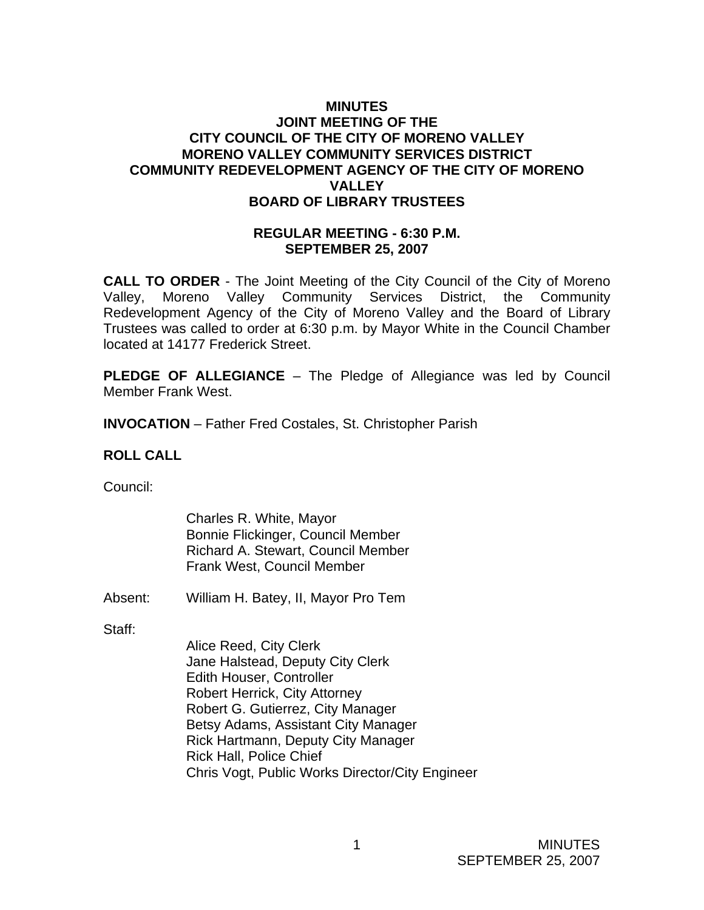# MINUTES
# JOINT MEETING OF THE
# CITY COUNCIL OF THE CITY OF MORENO VALLEY
# MORENO VALLEY COMMUNITY SERVICES DISTRICT
# COMMUNITY REDEVELOPMENT AGENCY OF THE CITY OF MORENO VALLEY
# BOARD OF LIBRARY TRUSTEES

## REGULAR MEETING - 6:30 P.M.
## SEPTEMBER 25, 2007

**CALL TO ORDER** - The Joint Meeting of the City Council of the City of Moreno Valley, Moreno Valley Community Services District, the Community Redevelopment Agency of the City of Moreno Valley and the Board of Library Trustees was called to order at 6:30 p.m. by Mayor White in the Council Chamber located at 14177 Frederick Street.

**PLEDGE OF ALLEGIANCE** – The Pledge of Allegiance was led by Council Member Frank West.

**INVOCATION** – Father Fred Costales, St. Christopher Parish

**ROLL CALL**

Council:

Charles R. White, Mayor
Bonnie Flickinger, Council Member
Richard A. Stewart, Council Member
Frank West, Council Member

Absent: William H. Batey, II, Mayor Pro Tem

Staff:

Alice Reed, City Clerk
Jane Halstead, Deputy City Clerk
Edith Houser, Controller
Robert Herrick, City Attorney
Robert G. Gutierrez, City Manager
Betsy Adams, Assistant City Manager
Rick Hartmann, Deputy City Manager
Rick Hall, Police Chief
Chris Vogt, Public Works Director/City Engineer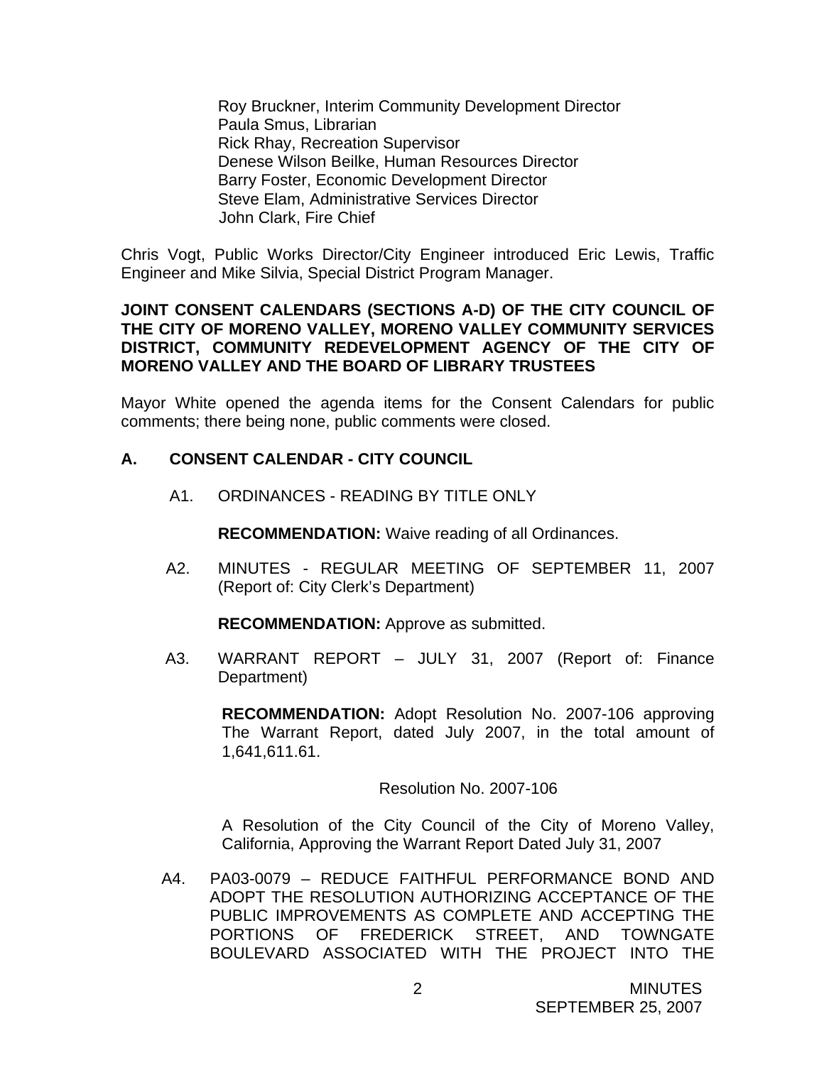Roy Bruckner, Interim Community Development Director
Paula Smus, Librarian
Rick Rhay, Recreation Supervisor
Denese Wilson Beilke, Human Resources Director
Barry Foster, Economic Development Director
Steve Elam, Administrative Services Director
John Clark, Fire Chief

Chris Vogt, Public Works Director/City Engineer introduced Eric Lewis, Traffic Engineer and Mike Silvia, Special District Program Manager.

**JOINT CONSENT CALENDARS (SECTIONS A-D) OF THE CITY COUNCIL OF THE CITY OF MORENO VALLEY, MORENO VALLEY COMMUNITY SERVICES DISTRICT, COMMUNITY REDEVELOPMENT AGENCY OF THE CITY OF MORENO VALLEY AND THE BOARD OF LIBRARY TRUSTEES**

Mayor White opened the agenda items for the Consent Calendars for public comments; there being none, public comments were closed.

## A. CONSENT CALENDAR - CITY COUNCIL

A1. ORDINANCES - READING BY TITLE ONLY

**RECOMMENDATION:** Waive reading of all Ordinances.

A2. MINUTES - REGULAR MEETING OF SEPTEMBER 11, 2007 (Report of: City Clerk's Department)

**RECOMMENDATION:** Approve as submitted.

A3. WARRANT REPORT – JULY 31, 2007 (Report of: Finance Department)

**RECOMMENDATION:** Adopt Resolution No. 2007-106 approving The Warrant Report, dated July 2007, in the total amount of 1,641,611.61.

Resolution No. 2007-106

A Resolution of the City Council of the City of Moreno Valley, California, Approving the Warrant Report Dated July 31, 2007

A4. PA03-0079 – REDUCE FAITHFUL PERFORMANCE BOND AND ADOPT THE RESOLUTION AUTHORIZING ACCEPTANCE OF THE PUBLIC IMPROVEMENTS AS COMPLETE AND ACCEPTING THE PORTIONS OF FREDERICK STREET, AND TOWNGATE BOULEVARD ASSOCIATED WITH THE PROJECT INTO THE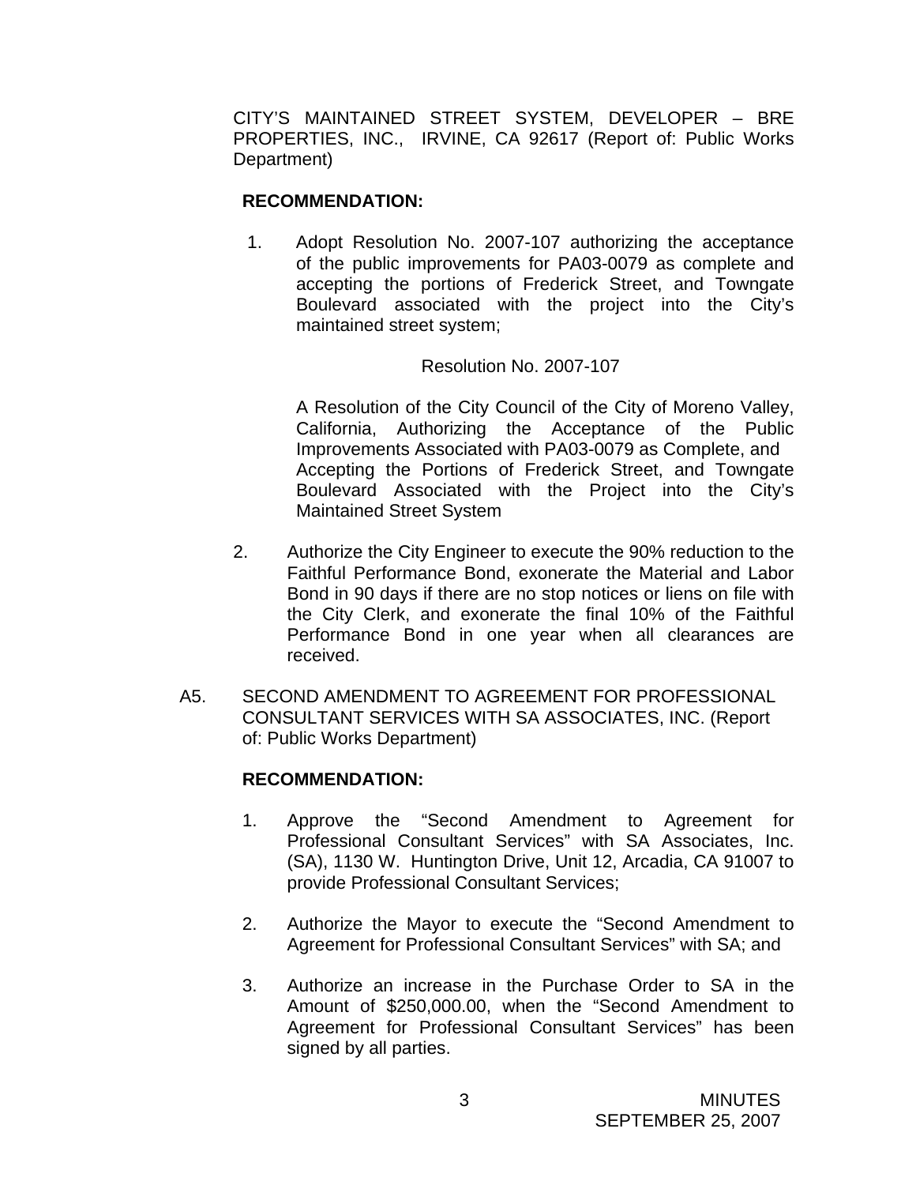CITY'S MAINTAINED STREET SYSTEM, DEVELOPER – BRE PROPERTIES, INC., IRVINE, CA 92617 (Report of: Public Works Department)

**RECOMMENDATION:**

1. Adopt Resolution No. 2007-107 authorizing the acceptance of the public improvements for PA03-0079 as complete and accepting the portions of Frederick Street, and Towngate Boulevard associated with the project into the City's maintained street system;

   Resolution No. 2007-107

   A Resolution of the City Council of the City of Moreno Valley, California, Authorizing the Acceptance of the Public Improvements Associated with PA03-0079 as Complete, and Accepting the Portions of Frederick Street, and Towngate Boulevard Associated with the Project into the City's Maintained Street System

2. Authorize the City Engineer to execute the 90% reduction to the Faithful Performance Bond, exonerate the Material and Labor Bond in 90 days if there are no stop notices or liens on file with the City Clerk, and exonerate the final 10% of the Faithful Performance Bond in one year when all clearances are received.

A5. SECOND AMENDMENT TO AGREEMENT FOR PROFESSIONAL CONSULTANT SERVICES WITH SA ASSOCIATES, INC. (Report of: Public Works Department)

**RECOMMENDATION:**

1. Approve the "Second Amendment to Agreement for Professional Consultant Services" with SA Associates, Inc. (SA), 1130 W. Huntington Drive, Unit 12, Arcadia, CA 91007 to provide Professional Consultant Services;

2. Authorize the Mayor to execute the "Second Amendment to Agreement for Professional Consultant Services" with SA; and

3. Authorize an increase in the Purchase Order to SA in the Amount of $250,000.00, when the "Second Amendment to Agreement for Professional Consultant Services" has been signed by all parties.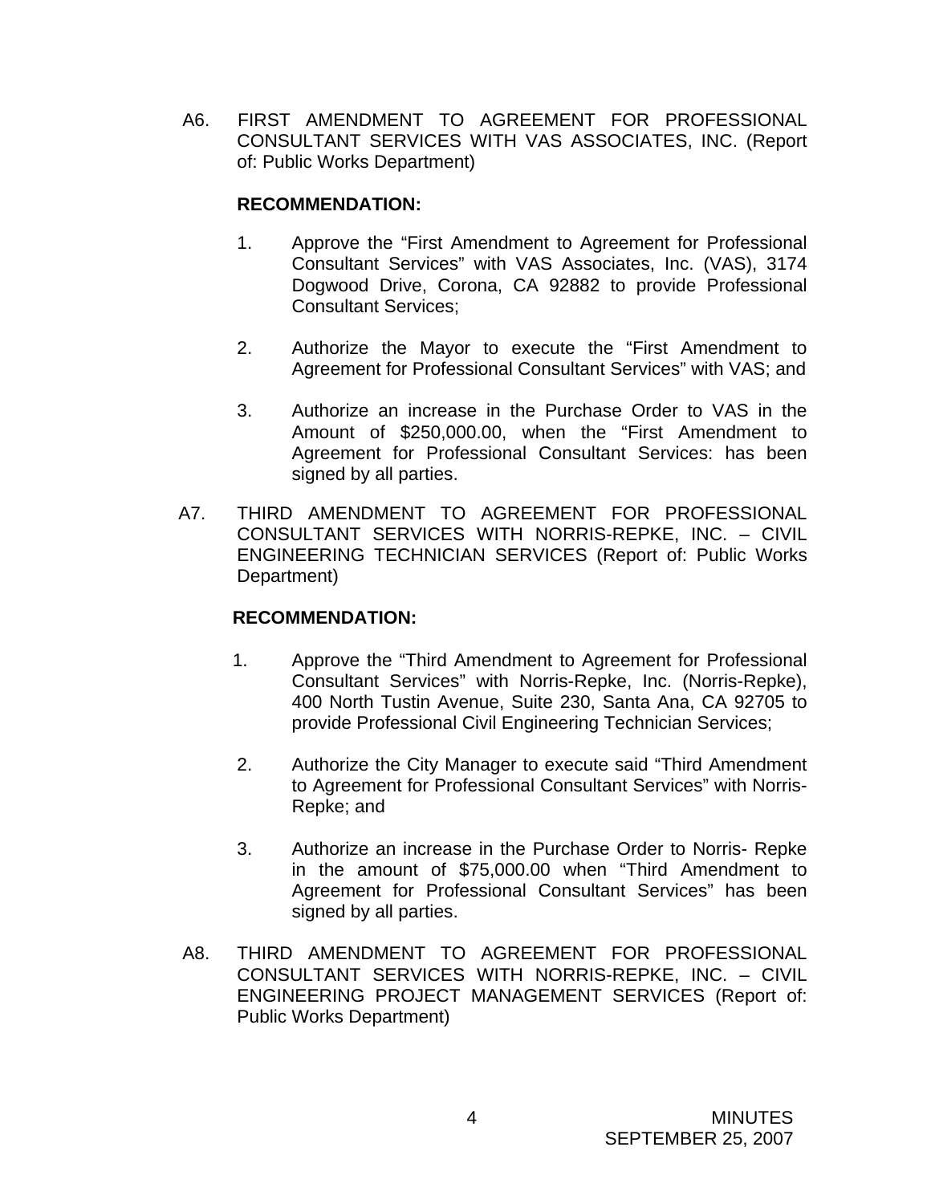A6. FIRST AMENDMENT TO AGREEMENT FOR PROFESSIONAL CONSULTANT SERVICES WITH VAS ASSOCIATES, INC. (Report of: Public Works Department)

**RECOMMENDATION:**

1. Approve the "First Amendment to Agreement for Professional Consultant Services" with VAS Associates, Inc. (VAS), 3174 Dogwood Drive, Corona, CA 92882 to provide Professional Consultant Services;

2. Authorize the Mayor to execute the "First Amendment to Agreement for Professional Consultant Services" with VAS; and

3. Authorize an increase in the Purchase Order to VAS in the Amount of $250,000.00, when the "First Amendment to Agreement for Professional Consultant Services: has been signed by all parties.

A7. THIRD AMENDMENT TO AGREEMENT FOR PROFESSIONAL CONSULTANT SERVICES WITH NORRIS-REPKE, INC. – CIVIL ENGINEERING TECHNICIAN SERVICES (Report of: Public Works Department)

**RECOMMENDATION:**

1. Approve the "Third Amendment to Agreement for Professional Consultant Services" with Norris-Repke, Inc. (Norris-Repke), 400 North Tustin Avenue, Suite 230, Santa Ana, CA 92705 to provide Professional Civil Engineering Technician Services;

2. Authorize the City Manager to execute said "Third Amendment to Agreement for Professional Consultant Services" with Norris-Repke; and

3. Authorize an increase in the Purchase Order to Norris- Repke in the amount of $75,000.00 when "Third Amendment to Agreement for Professional Consultant Services" has been signed by all parties.

A8. THIRD AMENDMENT TO AGREEMENT FOR PROFESSIONAL CONSULTANT SERVICES WITH NORRIS-REPKE, INC. – CIVIL ENGINEERING PROJECT MANAGEMENT SERVICES (Report of: Public Works Department)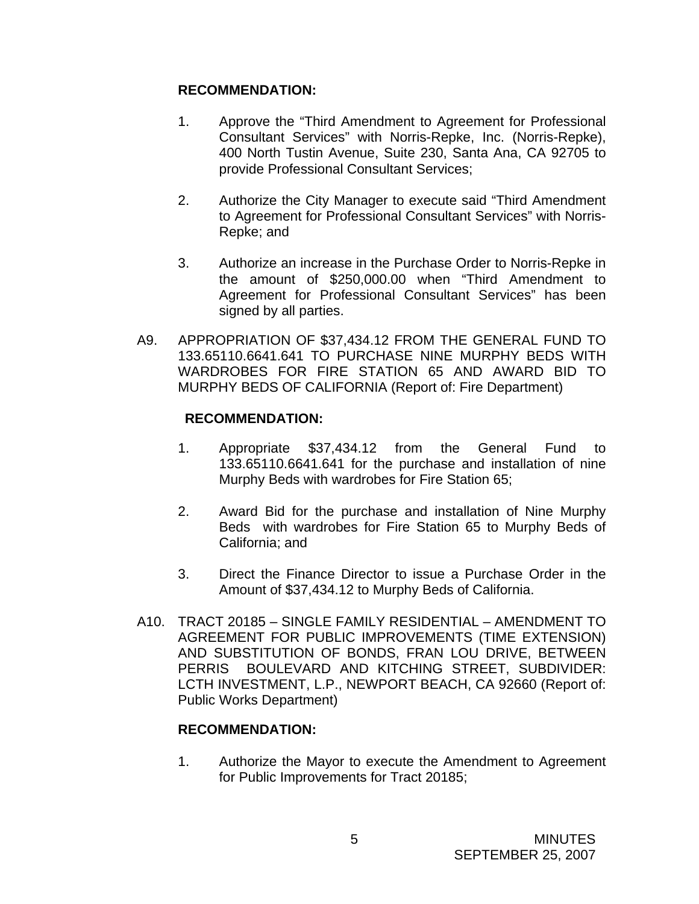**RECOMMENDATION:**

1. Approve the "Third Amendment to Agreement for Professional Consultant Services" with Norris-Repke, Inc. (Norris-Repke), 400 North Tustin Avenue, Suite 230, Santa Ana, CA 92705 to provide Professional Consultant Services;

2. Authorize the City Manager to execute said "Third Amendment to Agreement for Professional Consultant Services" with Norris-Repke; and

3. Authorize an increase in the Purchase Order to Norris-Repke in the amount of $250,000.00 when "Third Amendment to Agreement for Professional Consultant Services" has been signed by all parties.

A9. APPROPRIATION OF $37,434.12 FROM THE GENERAL FUND TO 133.65110.6641.641 TO PURCHASE NINE MURPHY BEDS WITH WARDROBES FOR FIRE STATION 65 AND AWARD BID TO MURPHY BEDS OF CALIFORNIA (Report of: Fire Department)

**RECOMMENDATION:**

1. Appropriate $37,434.12 from the General Fund to 133.65110.6641.641 for the purchase and installation of nine Murphy Beds with wardrobes for Fire Station 65;

2. Award Bid for the purchase and installation of Nine Murphy Beds with wardrobes for Fire Station 65 to Murphy Beds of California; and

3. Direct the Finance Director to issue a Purchase Order in the Amount of $37,434.12 to Murphy Beds of California.

A10. TRACT 20185 – SINGLE FAMILY RESIDENTIAL – AMENDMENT TO AGREEMENT FOR PUBLIC IMPROVEMENTS (TIME EXTENSION) AND SUBSTITUTION OF BONDS, FRAN LOU DRIVE, BETWEEN PERRIS BOULEVARD AND KITCHING STREET, SUBDIVIDER: LCTH INVESTMENT, L.P., NEWPORT BEACH, CA 92660 (Report of: Public Works Department)

**RECOMMENDATION:**

1. Authorize the Mayor to execute the Amendment to Agreement for Public Improvements for Tract 20185;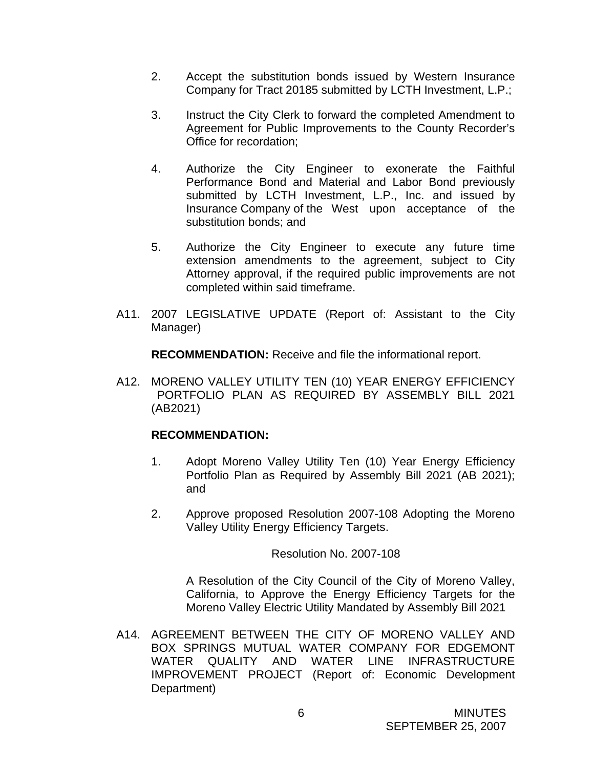2. Accept the substitution bonds issued by Western Insurance Company for Tract 20185 submitted by LCTH Investment, L.P.;

3. Instruct the City Clerk to forward the completed Amendment to Agreement for Public Improvements to the County Recorder's Office for recordation;

4. Authorize the City Engineer to exonerate the Faithful Performance Bond and Material and Labor Bond previously submitted by LCTH Investment, L.P., Inc. and issued by Insurance Company of the West upon acceptance of the substitution bonds; and

5. Authorize the City Engineer to execute any future time extension amendments to the agreement, subject to City Attorney approval, if the required public improvements are not completed within said timeframe.

A11. 2007 LEGISLATIVE UPDATE (Report of: Assistant to the City Manager)

**RECOMMENDATION:** Receive and file the informational report.

A12. MORENO VALLEY UTILITY TEN (10) YEAR ENERGY EFFICIENCY PORTFOLIO PLAN AS REQUIRED BY ASSEMBLY BILL 2021 (AB2021)

**RECOMMENDATION:**

1. Adopt Moreno Valley Utility Ten (10) Year Energy Efficiency Portfolio Plan as Required by Assembly Bill 2021 (AB 2021); and

2. Approve proposed Resolution 2007-108 Adopting the Moreno Valley Utility Energy Efficiency Targets.

Resolution No. 2007-108

A Resolution of the City Council of the City of Moreno Valley, California, to Approve the Energy Efficiency Targets for the Moreno Valley Electric Utility Mandated by Assembly Bill 2021

A14. AGREEMENT BETWEEN THE CITY OF MORENO VALLEY AND BOX SPRINGS MUTUAL WATER COMPANY FOR EDGEMONT WATER QUALITY AND WATER LINE INFRASTRUCTURE IMPROVEMENT PROJECT (Report of: Economic Development Department)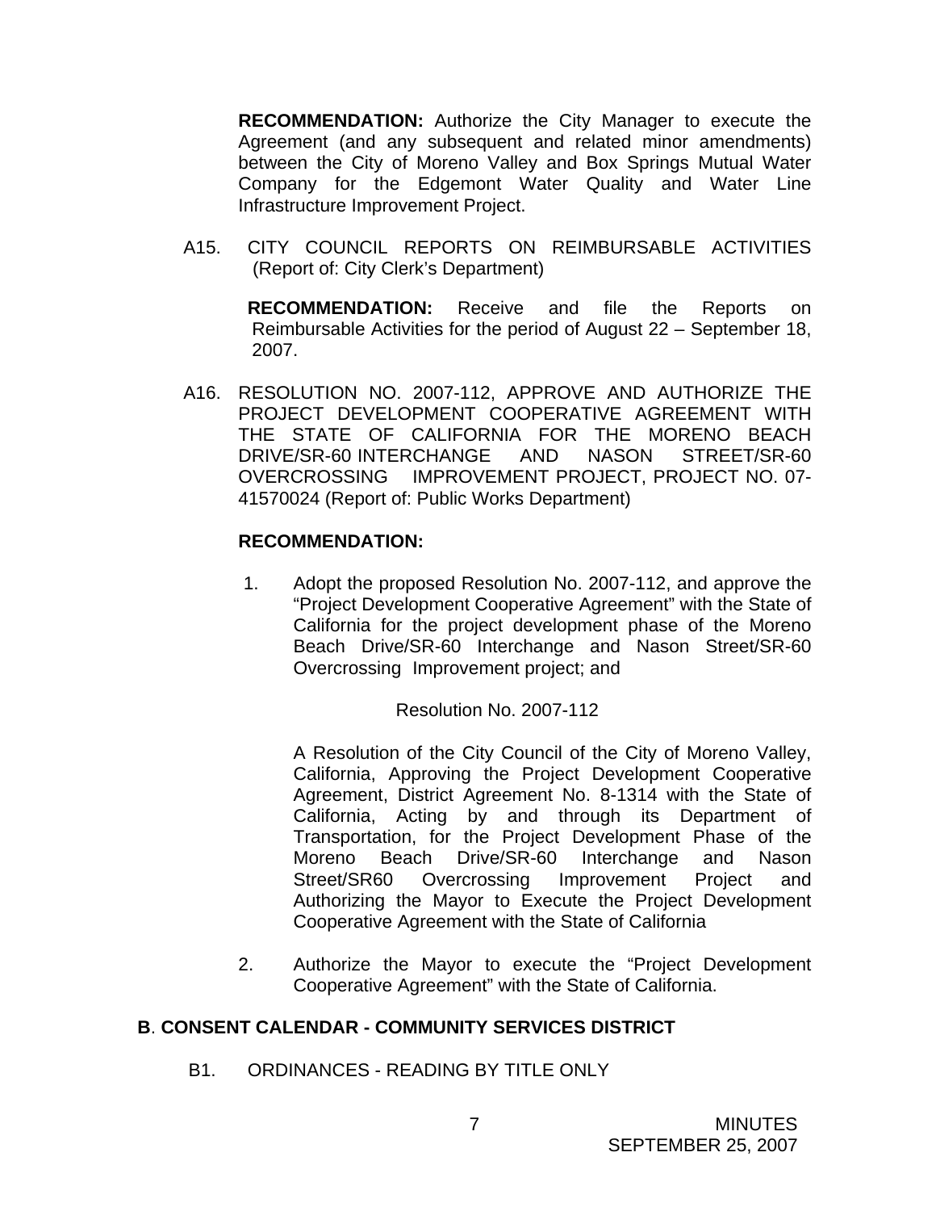**RECOMMENDATION:** Authorize the City Manager to execute the Agreement (and any subsequent and related minor amendments) between the City of Moreno Valley and Box Springs Mutual Water Company for the Edgemont Water Quality and Water Line Infrastructure Improvement Project.

A15. CITY COUNCIL REPORTS ON REIMBURSABLE ACTIVITIES (Report of: City Clerk's Department)

**RECOMMENDATION:** Receive and file the Reports on Reimbursable Activities for the period of August 22 – September 18, 2007.

A16. RESOLUTION NO. 2007-112, APPROVE AND AUTHORIZE THE PROJECT DEVELOPMENT COOPERATIVE AGREEMENT WITH THE STATE OF CALIFORNIA FOR THE MORENO BEACH DRIVE/SR-60 INTERCHANGE AND NASON STREET/SR-60 OVERCROSSING IMPROVEMENT PROJECT, PROJECT NO. 07-41570024 (Report of: Public Works Department)

**RECOMMENDATION:**

1. Adopt the proposed Resolution No. 2007-112, and approve the "Project Development Cooperative Agreement" with the State of California for the project development phase of the Moreno Beach Drive/SR-60 Interchange and Nason Street/SR-60 Overcrossing Improvement project; and

   Resolution No. 2007-112

   A Resolution of the City Council of the City of Moreno Valley, California, Approving the Project Development Cooperative Agreement, District Agreement No. 8-1314 with the State of California, Acting by and through its Department of Transportation, for the Project Development Phase of the Moreno Beach Drive/SR-60 Interchange and Nason Street/SR60 Overcrossing Improvement Project and Authorizing the Mayor to Execute the Project Development Cooperative Agreement with the State of California

2. Authorize the Mayor to execute the "Project Development Cooperative Agreement" with the State of California.

## B. CONSENT CALENDAR - COMMUNITY SERVICES DISTRICT

B1. ORDINANCES - READING BY TITLE ONLY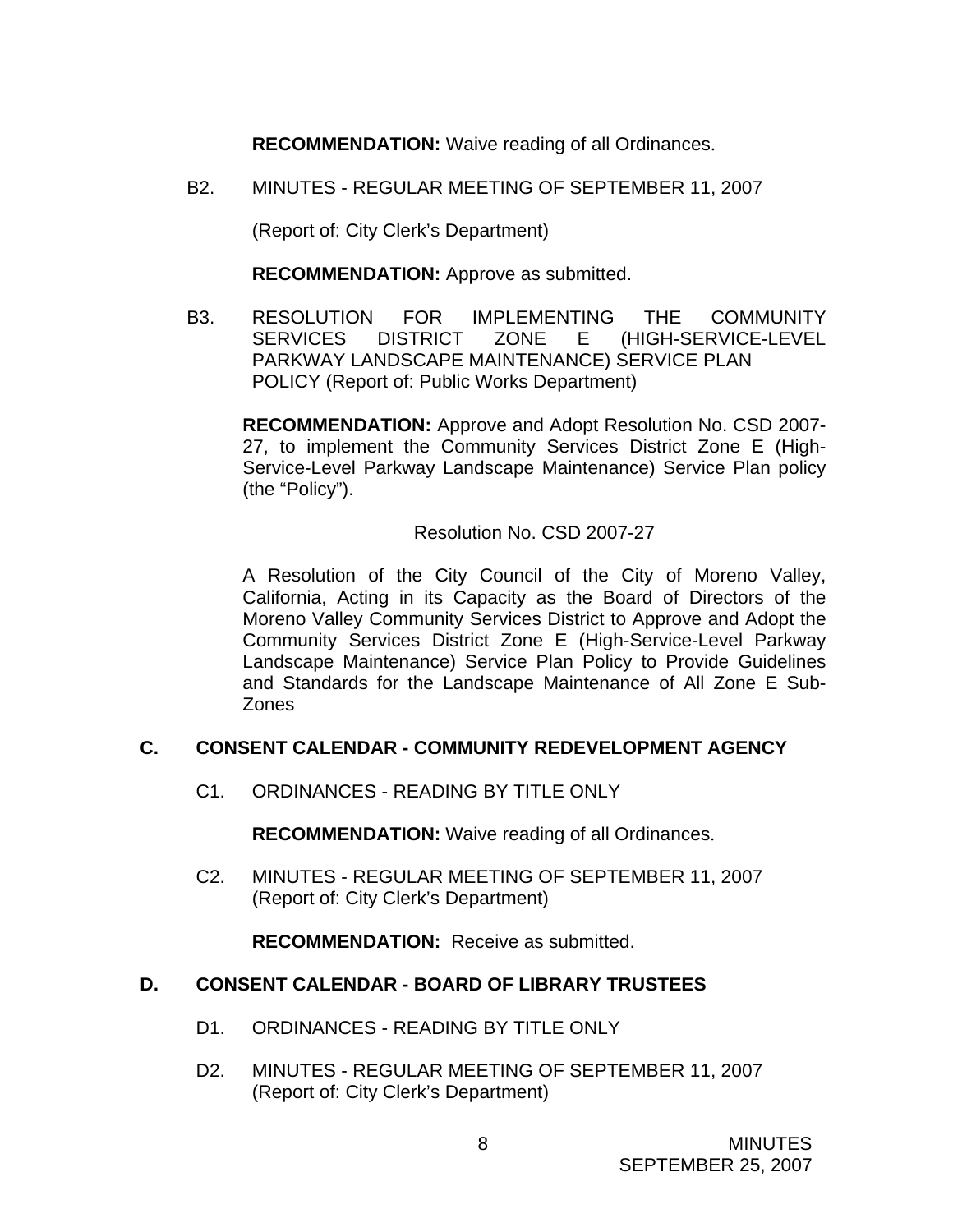**RECOMMENDATION:** Waive reading of all Ordinances.

B2. MINUTES - REGULAR MEETING OF SEPTEMBER 11, 2007

(Report of: City Clerk's Department)

**RECOMMENDATION:** Approve as submitted.

B3. RESOLUTION FOR IMPLEMENTING THE COMMUNITY SERVICES DISTRICT ZONE E (HIGH-SERVICE-LEVEL PARKWAY LANDSCAPE MAINTENANCE) SERVICE PLAN POLICY (Report of: Public Works Department)

**RECOMMENDATION:** Approve and Adopt Resolution No. CSD 2007-27, to implement the Community Services District Zone E (High-Service-Level Parkway Landscape Maintenance) Service Plan policy (the "Policy").

Resolution No. CSD 2007-27

A Resolution of the City Council of the City of Moreno Valley, California, Acting in its Capacity as the Board of Directors of the Moreno Valley Community Services District to Approve and Adopt the Community Services District Zone E (High-Service-Level Parkway Landscape Maintenance) Service Plan Policy to Provide Guidelines and Standards for the Landscape Maintenance of All Zone E Sub-Zones

## C. CONSENT CALENDAR - COMMUNITY REDEVELOPMENT AGENCY

C1. ORDINANCES - READING BY TITLE ONLY

**RECOMMENDATION:** Waive reading of all Ordinances.

C2. MINUTES - REGULAR MEETING OF SEPTEMBER 11, 2007 (Report of: City Clerk's Department)

**RECOMMENDATION:** Receive as submitted.

## D. CONSENT CALENDAR - BOARD OF LIBRARY TRUSTEES

D1. ORDINANCES - READING BY TITLE ONLY

D2. MINUTES - REGULAR MEETING OF SEPTEMBER 11, 2007 (Report of: City Clerk's Department)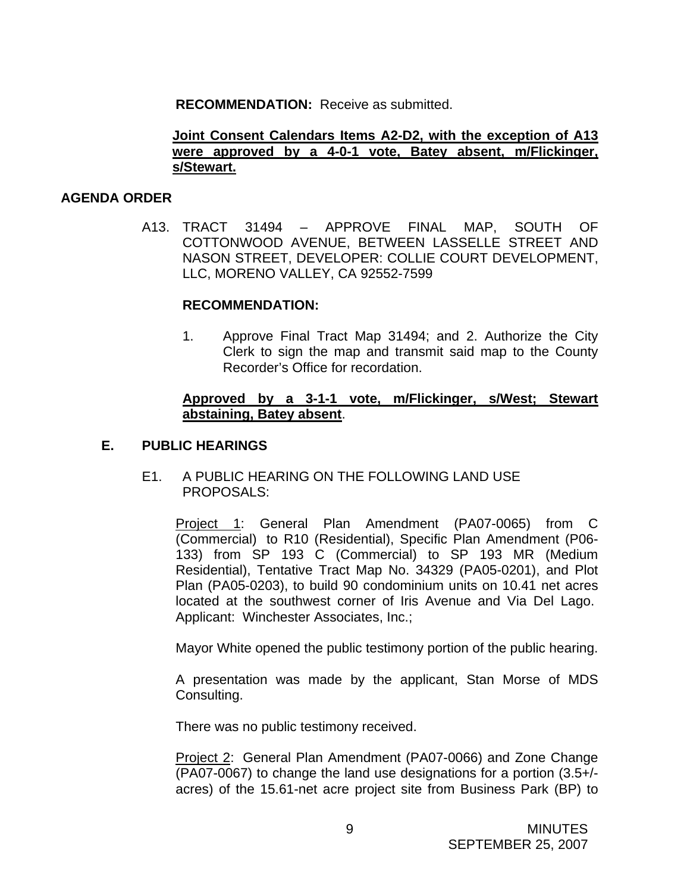**RECOMMENDATION:** Receive as submitted.

**Joint Consent Calendars Items A2-D2, with the exception of A13 were approved by a 4-0-1 vote, Batey absent, m/Flickinger, s/Stewart.**

## AGENDA ORDER

A13. TRACT 31494 – APPROVE FINAL MAP, SOUTH OF COTTONWOOD AVENUE, BETWEEN LASSELLE STREET AND NASON STREET, DEVELOPER: COLLIE COURT DEVELOPMENT, LLC, MORENO VALLEY, CA 92552-7599

**RECOMMENDATION:**

1. Approve Final Tract Map 31494; and 2. Authorize the City Clerk to sign the map and transmit said map to the County Recorder's Office for recordation.

**Approved by a 3-1-1 vote, m/Flickinger, s/West; Stewart abstaining, Batey absent**.

## E. PUBLIC HEARINGS

E1. A PUBLIC HEARING ON THE FOLLOWING LAND USE PROPOSALS:

Project 1: General Plan Amendment (PA07-0065) from C (Commercial) to R10 (Residential), Specific Plan Amendment (P06-133) from SP 193 C (Commercial) to SP 193 MR (Medium Residential), Tentative Tract Map No. 34329 (PA05-0201), and Plot Plan (PA05-0203), to build 90 condominium units on 10.41 net acres located at the southwest corner of Iris Avenue and Via Del Lago. Applicant: Winchester Associates, Inc.;

Mayor White opened the public testimony portion of the public hearing.

A presentation was made by the applicant, Stan Morse of MDS Consulting.

There was no public testimony received.

Project 2: General Plan Amendment (PA07-0066) and Zone Change (PA07-0067) to change the land use designations for a portion (3.5+/- acres) of the 15.61-net acre project site from Business Park (BP) to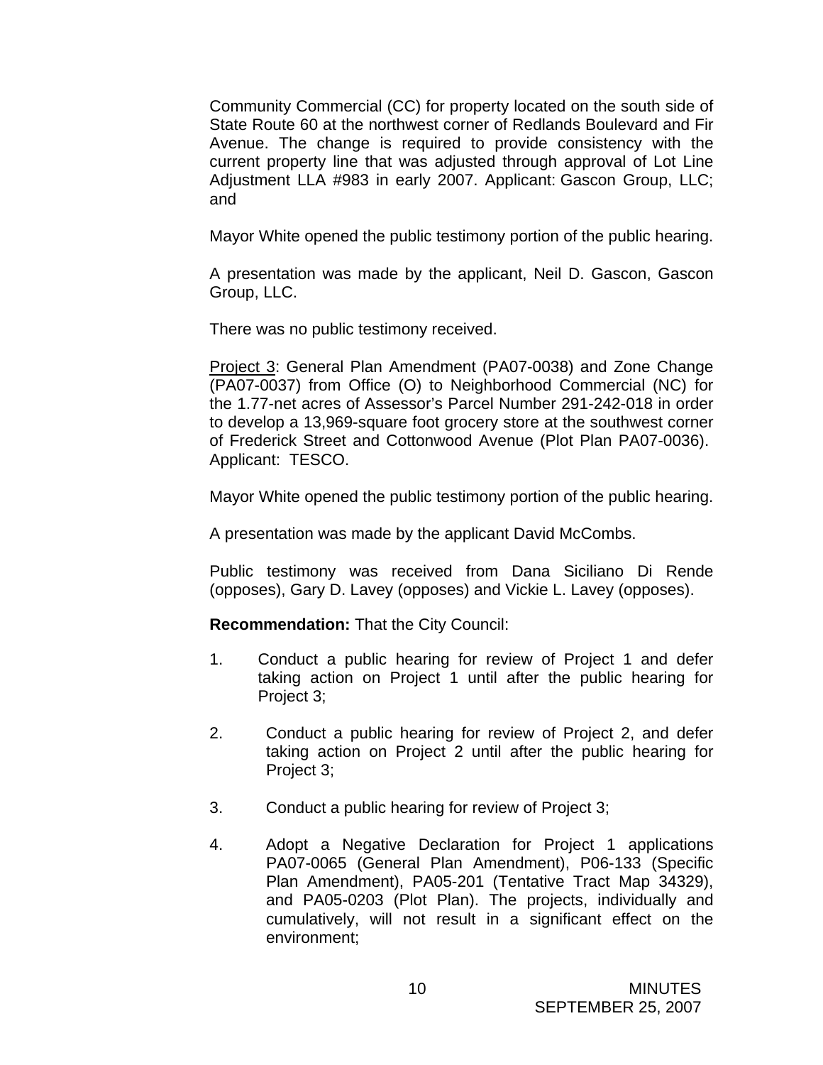Community Commercial (CC) for property located on the south side of State Route 60 at the northwest corner of Redlands Boulevard and Fir Avenue. The change is required to provide consistency with the current property line that was adjusted through approval of Lot Line Adjustment LLA #983 in early 2007. Applicant: Gascon Group, LLC; and

Mayor White opened the public testimony portion of the public hearing.

A presentation was made by the applicant, Neil D. Gascon, Gascon Group, LLC.

There was no public testimony received.

Project 3: General Plan Amendment (PA07-0038) and Zone Change (PA07-0037) from Office (O) to Neighborhood Commercial (NC) for the 1.77-net acres of Assessor's Parcel Number 291-242-018 in order to develop a 13,969-square foot grocery store at the southwest corner of Frederick Street and Cottonwood Avenue (Plot Plan PA07-0036). Applicant: TESCO.

Mayor White opened the public testimony portion of the public hearing.

A presentation was made by the applicant David McCombs.

Public testimony was received from Dana Siciliano Di Rende (opposes), Gary D. Lavey (opposes) and Vickie L. Lavey (opposes).

**Recommendation:** That the City Council:

1. Conduct a public hearing for review of Project 1 and defer taking action on Project 1 until after the public hearing for Project 3;

2. Conduct a public hearing for review of Project 2, and defer taking action on Project 2 until after the public hearing for Project 3;

3. Conduct a public hearing for review of Project 3;

4. Adopt a Negative Declaration for Project 1 applications PA07-0065 (General Plan Amendment), P06-133 (Specific Plan Amendment), PA05-201 (Tentative Tract Map 34329), and PA05-0203 (Plot Plan). The projects, individually and cumulatively, will not result in a significant effect on the environment;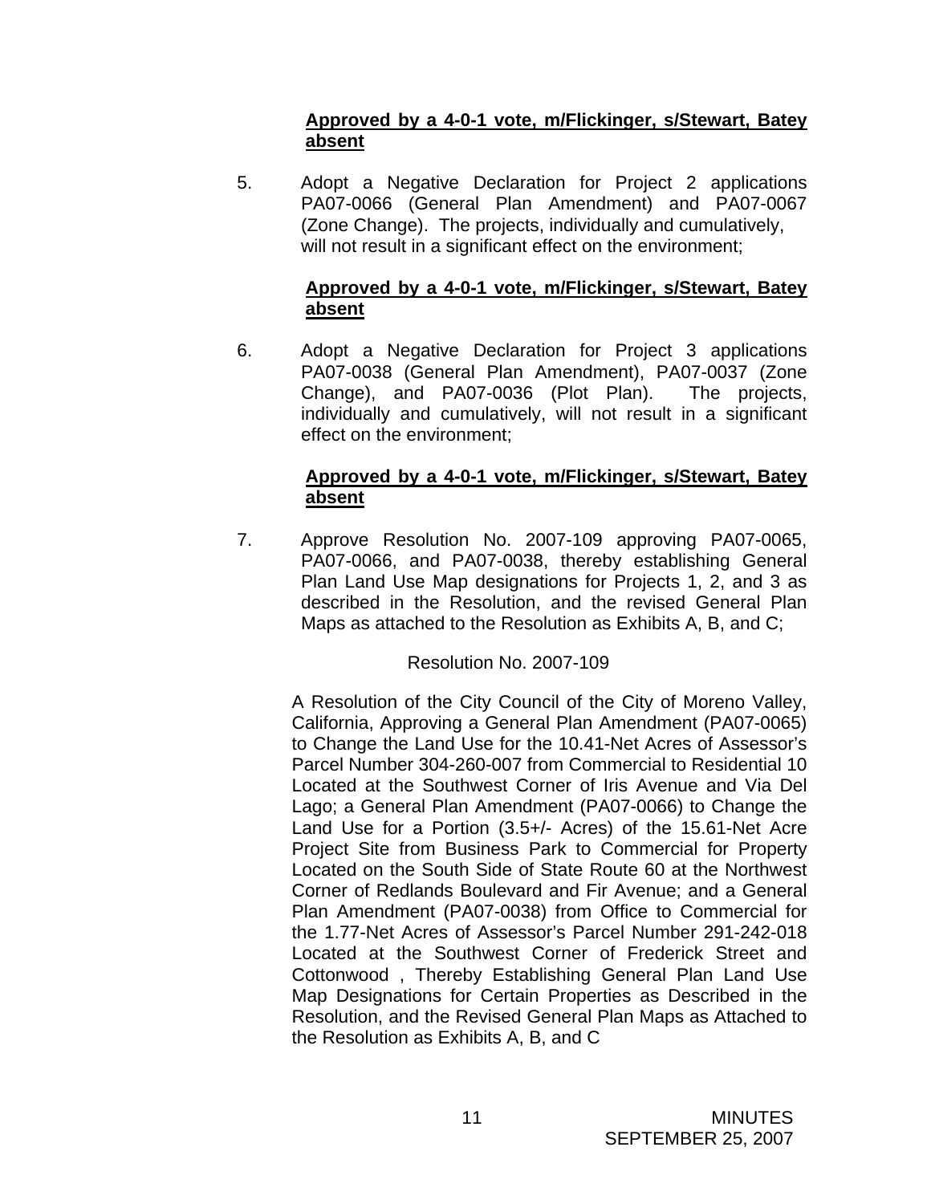**Approved by a 4-0-1 vote, m/Flickinger, s/Stewart, Batey absent**

5. Adopt a Negative Declaration for Project 2 applications PA07-0066 (General Plan Amendment) and PA07-0067 (Zone Change). The projects, individually and cumulatively, will not result in a significant effect on the environment;

   **Approved by a 4-0-1 vote, m/Flickinger, s/Stewart, Batey absent**

6. Adopt a Negative Declaration for Project 3 applications PA07-0038 (General Plan Amendment), PA07-0037 (Zone Change), and PA07-0036 (Plot Plan). The projects, individually and cumulatively, will not result in a significant effect on the environment;

   **Approved by a 4-0-1 vote, m/Flickinger, s/Stewart, Batey absent**

7. Approve Resolution No. 2007-109 approving PA07-0065, PA07-0066, and PA07-0038, thereby establishing General Plan Land Use Map designations for Projects 1, 2, and 3 as described in the Resolution, and the revised General Plan Maps as attached to the Resolution as Exhibits A, B, and C;

   Resolution No. 2007-109

   A Resolution of the City Council of the City of Moreno Valley, California, Approving a General Plan Amendment (PA07-0065) to Change the Land Use for the 10.41-Net Acres of Assessor's Parcel Number 304-260-007 from Commercial to Residential 10 Located at the Southwest Corner of Iris Avenue and Via Del Lago; a General Plan Amendment (PA07-0066) to Change the Land Use for a Portion (3.5+/- Acres) of the 15.61-Net Acre Project Site from Business Park to Commercial for Property Located on the South Side of State Route 60 at the Northwest Corner of Redlands Boulevard and Fir Avenue; and a General Plan Amendment (PA07-0038) from Office to Commercial for the 1.77-Net Acres of Assessor's Parcel Number 291-242-018 Located at the Southwest Corner of Frederick Street and Cottonwood , Thereby Establishing General Plan Land Use Map Designations for Certain Properties as Described in the Resolution, and the Revised General Plan Maps as Attached to the Resolution as Exhibits A, B, and C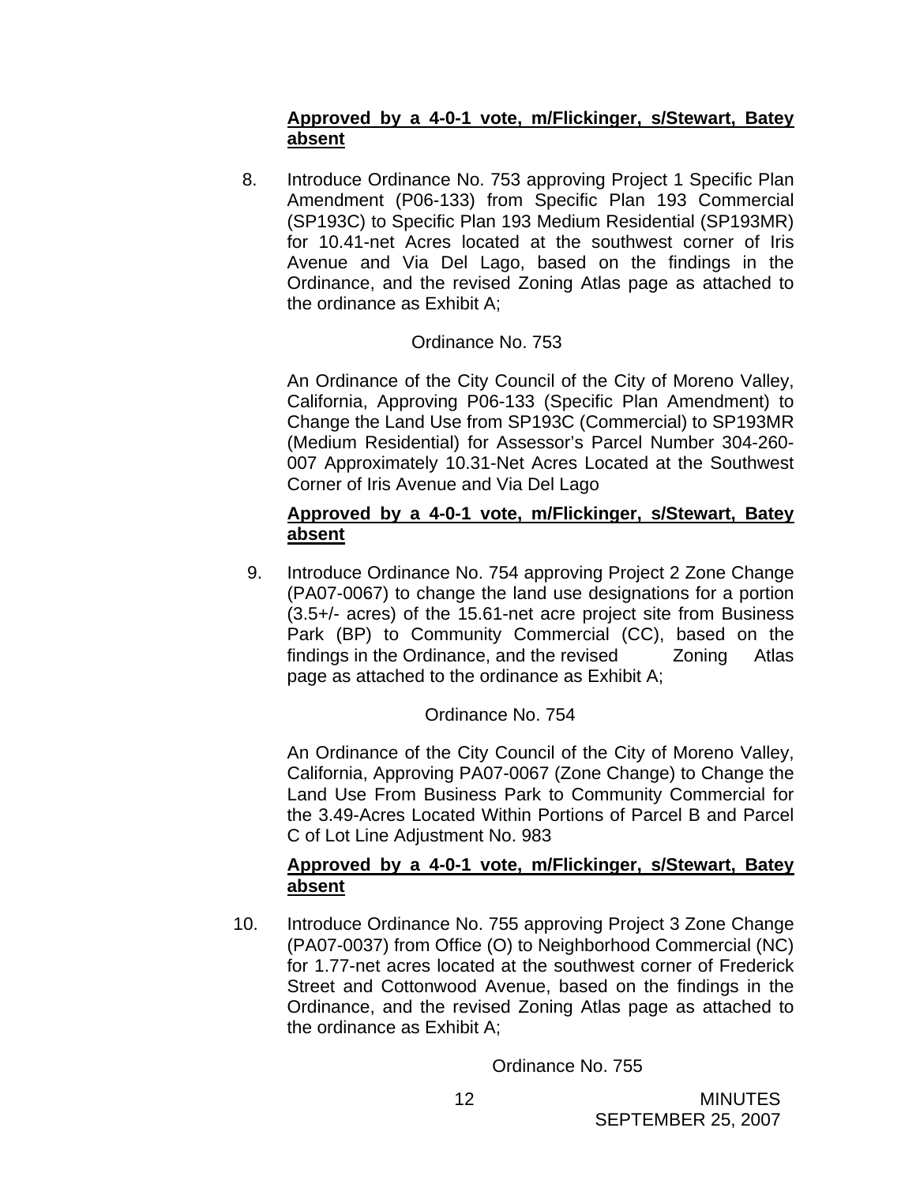**Approved by a 4-0-1 vote, m/Flickinger, s/Stewart, Batey absent**

8. Introduce Ordinance No. 753 approving Project 1 Specific Plan Amendment (P06-133) from Specific Plan 193 Commercial (SP193C) to Specific Plan 193 Medium Residential (SP193MR) for 10.41-net Acres located at the southwest corner of Iris Avenue and Via Del Lago, based on the findings in the Ordinance, and the revised Zoning Atlas page as attached to the ordinance as Exhibit A;

   Ordinance No. 753

   An Ordinance of the City Council of the City of Moreno Valley, California, Approving P06-133 (Specific Plan Amendment) to Change the Land Use from SP193C (Commercial) to SP193MR (Medium Residential) for Assessor's Parcel Number 304-260-007 Approximately 10.31-Net Acres Located at the Southwest Corner of Iris Avenue and Via Del Lago

   **Approved by a 4-0-1 vote, m/Flickinger, s/Stewart, Batey absent**

9. Introduce Ordinance No. 754 approving Project 2 Zone Change (PA07-0067) to change the land use designations for a portion (3.5+/- acres) of the 15.61-net acre project site from Business Park (BP) to Community Commercial (CC), based on the findings in the Ordinance, and the revised Zoning Atlas page as attached to the ordinance as Exhibit A;

   Ordinance No. 754

   An Ordinance of the City Council of the City of Moreno Valley, California, Approving PA07-0067 (Zone Change) to Change the Land Use From Business Park to Community Commercial for the 3.49-Acres Located Within Portions of Parcel B and Parcel C of Lot Line Adjustment No. 983

   **Approved by a 4-0-1 vote, m/Flickinger, s/Stewart, Batey absent**

10. Introduce Ordinance No. 755 approving Project 3 Zone Change (PA07-0037) from Office (O) to Neighborhood Commercial (NC) for 1.77-net acres located at the southwest corner of Frederick Street and Cottonwood Avenue, based on the findings in the Ordinance, and the revised Zoning Atlas page as attached to the ordinance as Exhibit A;

   Ordinance No. 755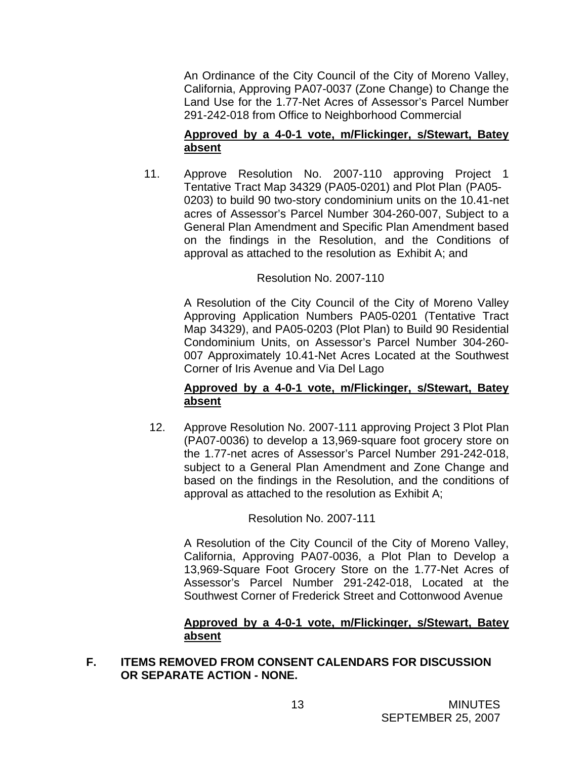An Ordinance of the City Council of the City of Moreno Valley, California, Approving PA07-0037 (Zone Change) to Change the Land Use for the 1.77-Net Acres of Assessor's Parcel Number 291-242-018 from Office to Neighborhood Commercial

**Approved by a 4-0-1 vote, m/Flickinger, s/Stewart, Batey absent**

11. Approve Resolution No. 2007-110 approving Project 1 Tentative Tract Map 34329 (PA05-0201) and Plot Plan (PA05-0203) to build 90 two-story condominium units on the 10.41-net acres of Assessor's Parcel Number 304-260-007, Subject to a General Plan Amendment and Specific Plan Amendment based on the findings in the Resolution, and the Conditions of approval as attached to the resolution as Exhibit A; and

   Resolution No. 2007-110

   A Resolution of the City Council of the City of Moreno Valley Approving Application Numbers PA05-0201 (Tentative Tract Map 34329), and PA05-0203 (Plot Plan) to Build 90 Residential Condominium Units, on Assessor's Parcel Number 304-260-007 Approximately 10.41-Net Acres Located at the Southwest Corner of Iris Avenue and Via Del Lago

   **Approved by a 4-0-1 vote, m/Flickinger, s/Stewart, Batey absent**

12. Approve Resolution No. 2007-111 approving Project 3 Plot Plan (PA07-0036) to develop a 13,969-square foot grocery store on the 1.77-net acres of Assessor's Parcel Number 291-242-018, subject to a General Plan Amendment and Zone Change and based on the findings in the Resolution, and the conditions of approval as attached to the resolution as Exhibit A;

   Resolution No. 2007-111

   A Resolution of the City Council of the City of Moreno Valley, California, Approving PA07-0036, a Plot Plan to Develop a 13,969-Square Foot Grocery Store on the 1.77-Net Acres of Assessor's Parcel Number 291-242-018, Located at the Southwest Corner of Frederick Street and Cottonwood Avenue

   **Approved by a 4-0-1 vote, m/Flickinger, s/Stewart, Batey absent**

**F. ITEMS REMOVED FROM CONSENT CALENDARS FOR DISCUSSION OR SEPARATE ACTION - NONE.**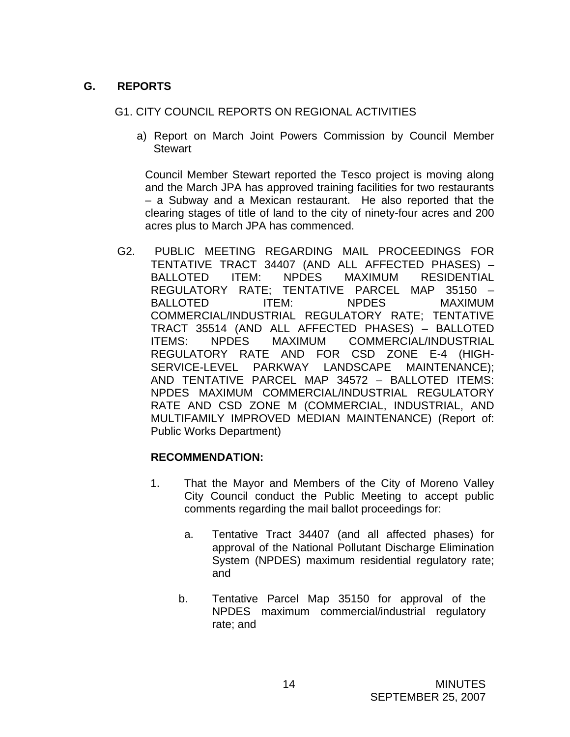## G. REPORTS

G1. CITY COUNCIL REPORTS ON REGIONAL ACTIVITIES

a) Report on March Joint Powers Commission by Council Member Stewart

Council Member Stewart reported the Tesco project is moving along and the March JPA has approved training facilities for two restaurants – a Subway and a Mexican restaurant. He also reported that the clearing stages of title of land to the city of ninety-four acres and 200 acres plus to March JPA has commenced.

G2. PUBLIC MEETING REGARDING MAIL PROCEEDINGS FOR TENTATIVE TRACT 34407 (AND ALL AFFECTED PHASES) – BALLOTED ITEM: NPDES MAXIMUM RESIDENTIAL REGULATORY RATE; TENTATIVE PARCEL MAP 35150 – BALLOTED ITEM: NPDES MAXIMUM COMMERCIAL/INDUSTRIAL REGULATORY RATE; TENTATIVE TRACT 35514 (AND ALL AFFECTED PHASES) – BALLOTED ITEMS: NPDES MAXIMUM COMMERCIAL/INDUSTRIAL REGULATORY RATE AND FOR CSD ZONE E-4 (HIGH-SERVICE-LEVEL PARKWAY LANDSCAPE MAINTENANCE); AND TENTATIVE PARCEL MAP 34572 – BALLOTED ITEMS: NPDES MAXIMUM COMMERCIAL/INDUSTRIAL REGULATORY RATE AND CSD ZONE M (COMMERCIAL, INDUSTRIAL, AND MULTIFAMILY IMPROVED MEDIAN MAINTENANCE) (Report of: Public Works Department)

**RECOMMENDATION:**

1. That the Mayor and Members of the City of Moreno Valley City Council conduct the Public Meeting to accept public comments regarding the mail ballot proceedings for:

   a. Tentative Tract 34407 (and all affected phases) for approval of the National Pollutant Discharge Elimination System (NPDES) maximum residential regulatory rate; and

   b. Tentative Parcel Map 35150 for approval of the NPDES maximum commercial/industrial regulatory rate; and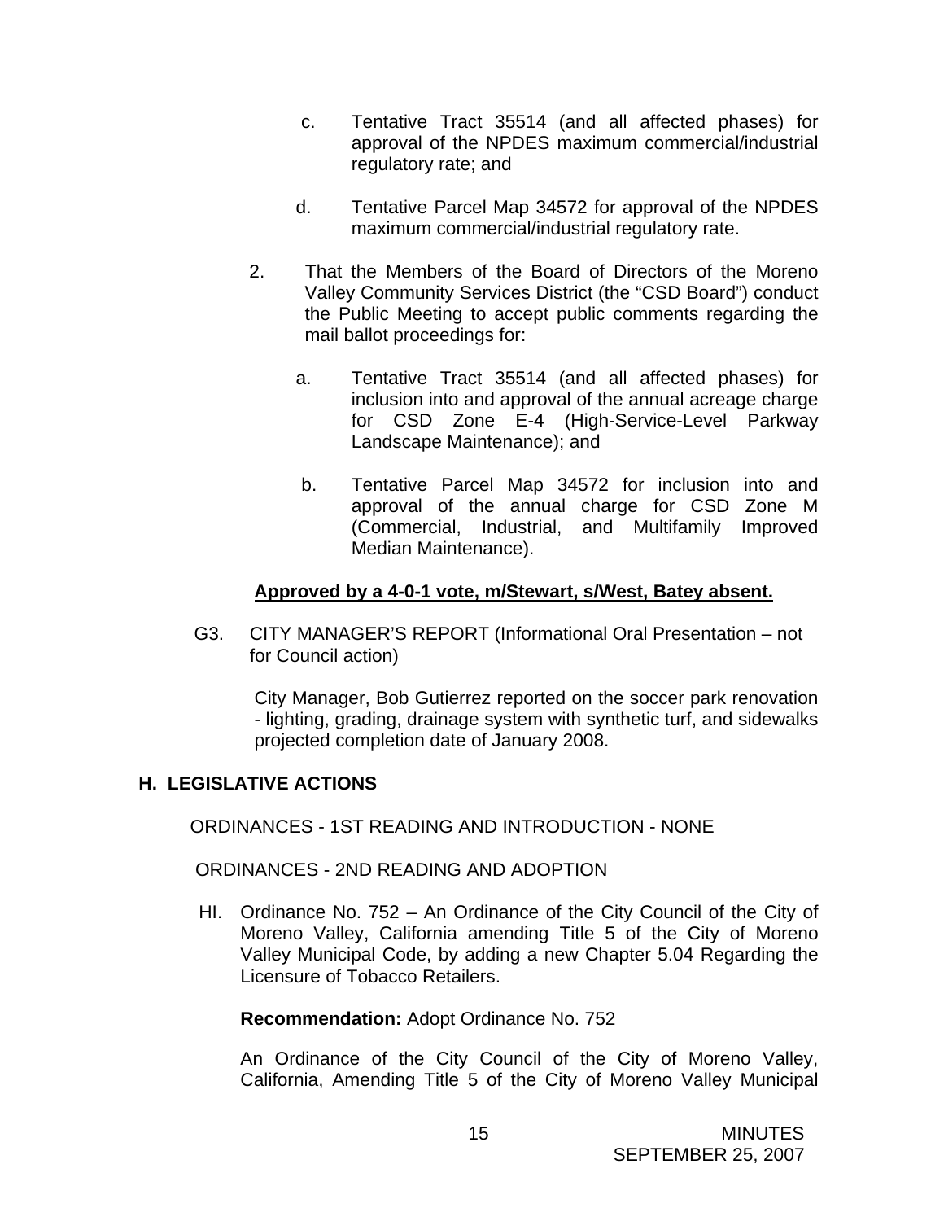c. Tentative Tract 35514 (and all affected phases) for approval of the NPDES maximum commercial/industrial regulatory rate; and

d. Tentative Parcel Map 34572 for approval of the NPDES maximum commercial/industrial regulatory rate.

2. That the Members of the Board of Directors of the Moreno Valley Community Services District (the "CSD Board") conduct the Public Meeting to accept public comments regarding the mail ballot proceedings for:

   a. Tentative Tract 35514 (and all affected phases) for inclusion into and approval of the annual acreage charge for CSD Zone E-4 (High-Service-Level Parkway Landscape Maintenance); and

   b. Tentative Parcel Map 34572 for inclusion into and approval of the annual charge for CSD Zone M (Commercial, Industrial, and Multifamily Improved Median Maintenance).

**Approved by a 4-0-1 vote, m/Stewart, s/West, Batey absent.**

G3. CITY MANAGER'S REPORT (Informational Oral Presentation – not for Council action)

City Manager, Bob Gutierrez reported on the soccer park renovation - lighting, grading, drainage system with synthetic turf, and sidewalks projected completion date of January 2008.

## H. LEGISLATIVE ACTIONS

ORDINANCES - 1ST READING AND INTRODUCTION - NONE

ORDINANCES - 2ND READING AND ADOPTION

HI. Ordinance No. 752 – An Ordinance of the City Council of the City of Moreno Valley, California amending Title 5 of the City of Moreno Valley Municipal Code, by adding a new Chapter 5.04 Regarding the Licensure of Tobacco Retailers.

**Recommendation:** Adopt Ordinance No. 752

An Ordinance of the City Council of the City of Moreno Valley, California, Amending Title 5 of the City of Moreno Valley Municipal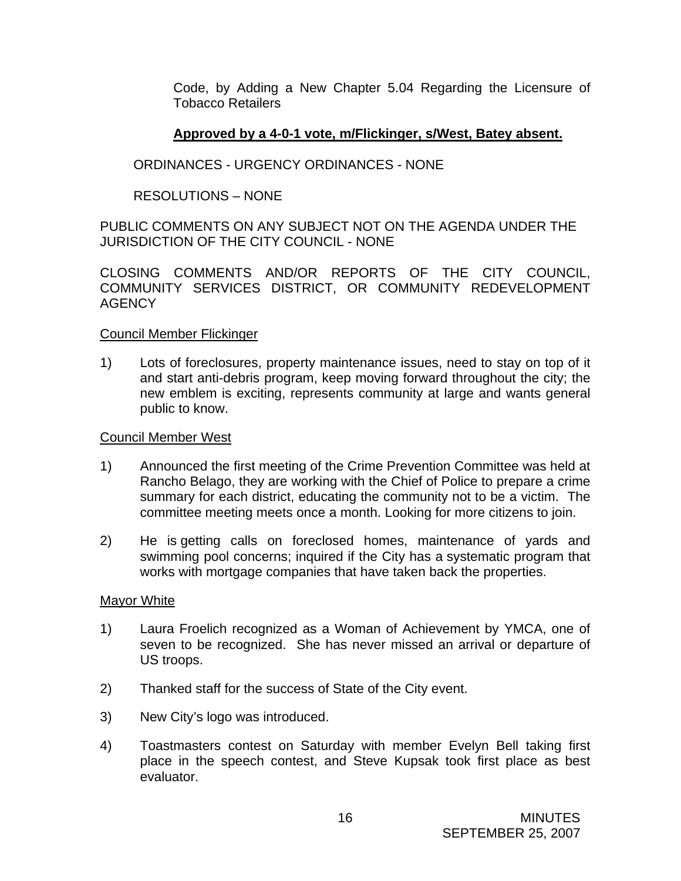Code, by Adding a New Chapter 5.04 Regarding the Licensure of Tobacco Retailers

**Approved by a 4-0-1 vote, m/Flickinger, s/West, Batey absent.**

ORDINANCES - URGENCY ORDINANCES - NONE

RESOLUTIONS – NONE

PUBLIC COMMENTS ON ANY SUBJECT NOT ON THE AGENDA UNDER THE JURISDICTION OF THE CITY COUNCIL - NONE

CLOSING COMMENTS AND/OR REPORTS OF THE CITY COUNCIL, COMMUNITY SERVICES DISTRICT, OR COMMUNITY REDEVELOPMENT AGENCY

Council Member Flickinger

1) Lots of foreclosures, property maintenance issues, need to stay on top of it and start anti-debris program, keep moving forward throughout the city; the new emblem is exciting, represents community at large and wants general public to know.

Council Member West

1) Announced the first meeting of the Crime Prevention Committee was held at Rancho Belago, they are working with the Chief of Police to prepare a crime summary for each district, educating the community not to be a victim. The committee meeting meets once a month. Looking for more citizens to join.

2) He is getting calls on foreclosed homes, maintenance of yards and swimming pool concerns; inquired if the City has a systematic program that works with mortgage companies that have taken back the properties.

Mayor White

1) Laura Froelich recognized as a Woman of Achievement by YMCA, one of seven to be recognized. She has never missed an arrival or departure of US troops.

2) Thanked staff for the success of State of the City event.

3) New City's logo was introduced.

4) Toastmasters contest on Saturday with member Evelyn Bell taking first place in the speech contest, and Steve Kupsak took first place as best evaluator.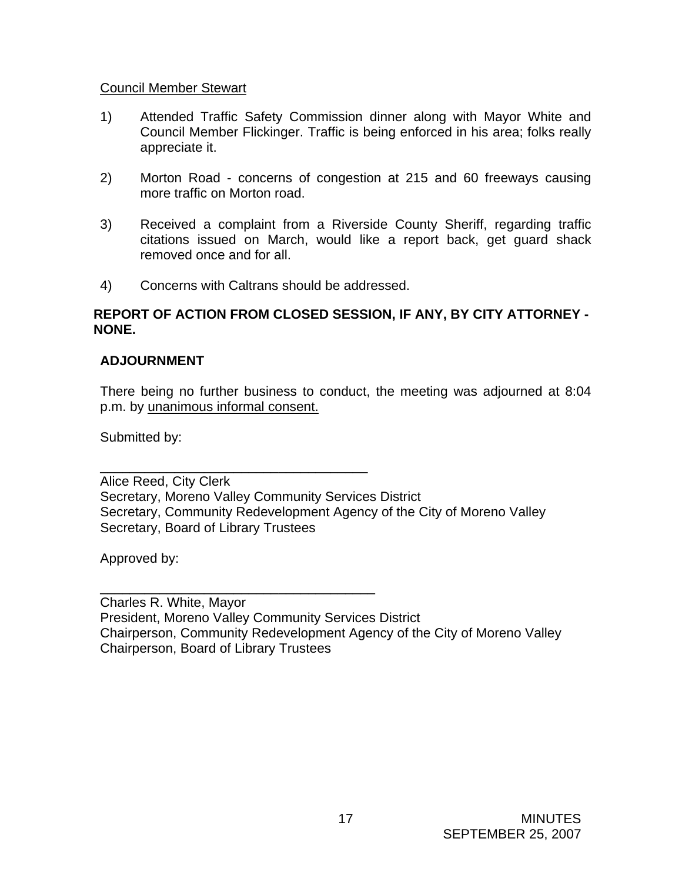Council Member Stewart

1) Attended Traffic Safety Commission dinner along with Mayor White and Council Member Flickinger. Traffic is being enforced in his area; folks really appreciate it.

2) Morton Road - concerns of congestion at 215 and 60 freeways causing more traffic on Morton road.

3) Received a complaint from a Riverside County Sheriff, regarding traffic citations issued on March, would like a report back, get guard shack removed once and for all.

4) Concerns with Caltrans should be addressed.

**REPORT OF ACTION FROM CLOSED SESSION, IF ANY, BY CITY ATTORNEY - NONE.**

**ADJOURNMENT**

There being no further business to conduct, the meeting was adjourned at 8:04 p.m. by unanimous informal consent.

Submitted by:

______________________________________
Alice Reed, City Clerk
Secretary, Moreno Valley Community Services District
Secretary, Community Redevelopment Agency of the City of Moreno Valley
Secretary, Board of Library Trustees

Approved by:

______________________________________
Charles R. White, Mayor
President, Moreno Valley Community Services District
Chairperson, Community Redevelopment Agency of the City of Moreno Valley
Chairperson, Board of Library Trustees